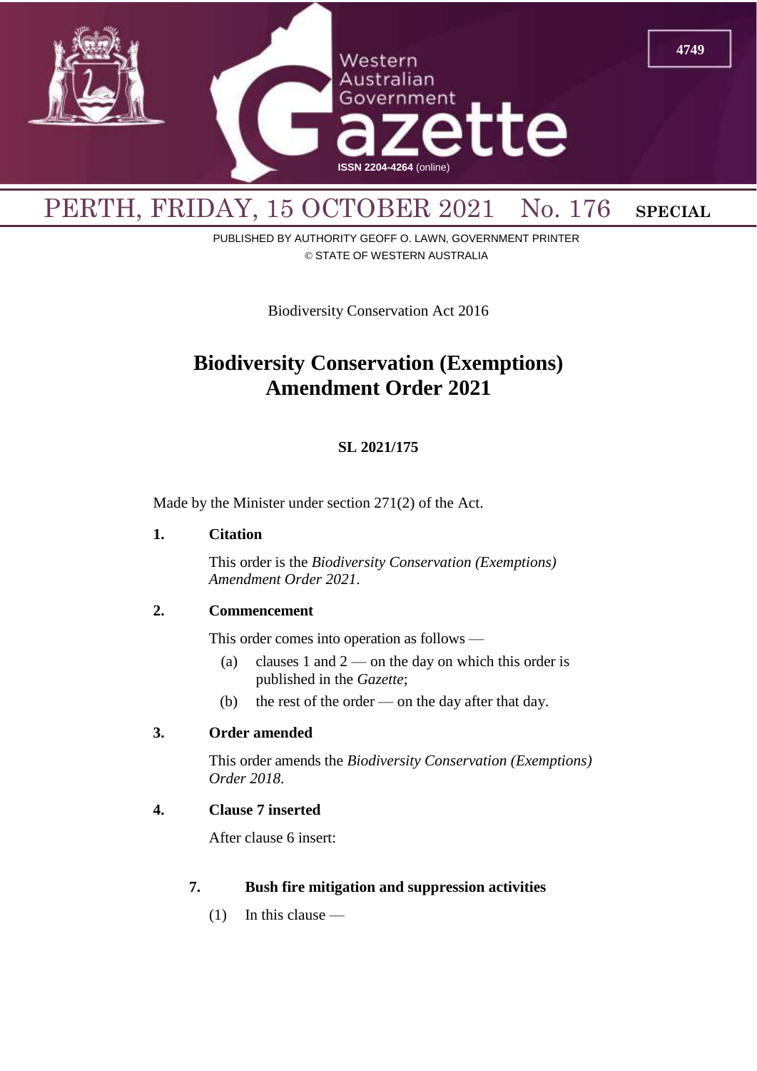# Western Australian Government Gazette

ISSN 2204-4264 (online)

PERTH, FRIDAY, 15 OCTOBER 2021 No. 176 **SPECIAL**

PUBLISHED BY AUTHORITY GEOFF O. LAWN, GOVERNMENT PRINTER
© STATE OF WESTERN AUSTRALIA

Biodiversity Conservation Act 2016

## Biodiversity Conservation (Exemptions) Amendment Order 2021

**SL 2021/175**

Made by the Minister under section 271(2) of the Act.

**1. Citation**

This order is the *Biodiversity Conservation (Exemptions) Amendment Order 2021*.

**2. Commencement**

This order comes into operation as follows —

(a) clauses 1 and 2 — on the day on which this order is published in the *Gazette*;

(b) the rest of the order — on the day after that day.

**3. Order amended**

This order amends the *Biodiversity Conservation (Exemptions) Order 2018*.

**4. Clause 7 inserted**

After clause 6 insert:

**7. Bush fire mitigation and suppression activities**

(1) In this clause —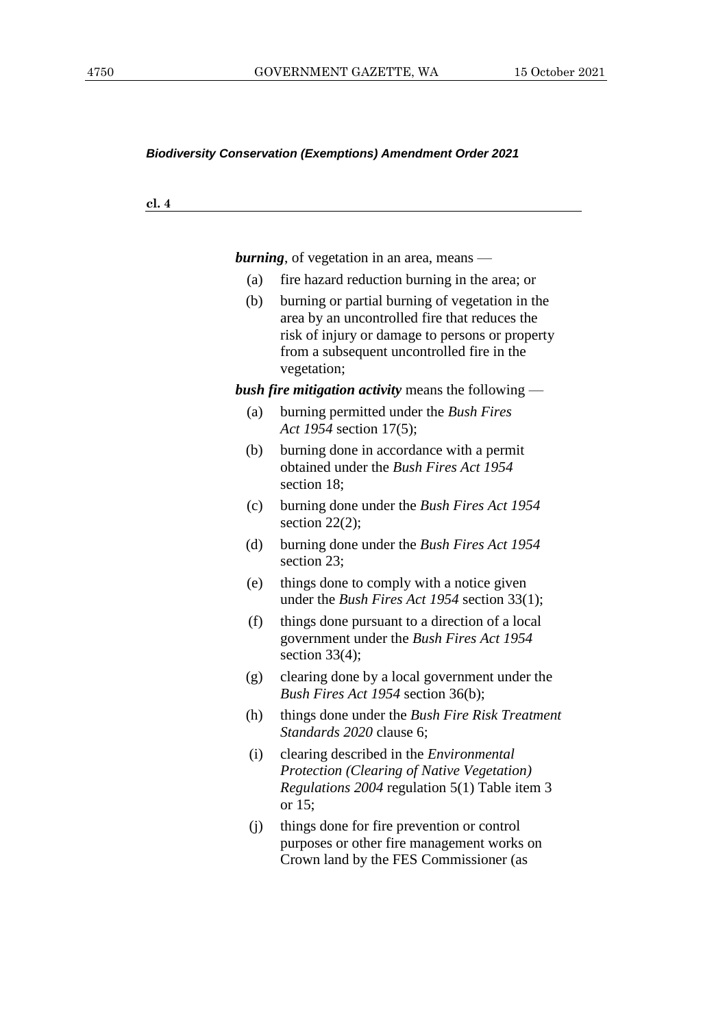*Biodiversity Conservation (Exemptions) Amendment Order 2021*

**cl. 4**

***burning***, of vegetation in an area, means —

- (a) fire hazard reduction burning in the area; or
- (b) burning or partial burning of vegetation in the area by an uncontrolled fire that reduces the risk of injury or damage to persons or property from a subsequent uncontrolled fire in the vegetation;

***bush fire mitigation activity*** means the following —

- (a) burning permitted under the *Bush Fires Act 1954* section 17(5);
- (b) burning done in accordance with a permit obtained under the *Bush Fires Act 1954* section 18;
- (c) burning done under the *Bush Fires Act 1954* section 22(2);
- (d) burning done under the *Bush Fires Act 1954* section 23;
- (e) things done to comply with a notice given under the *Bush Fires Act 1954* section 33(1);
- (f) things done pursuant to a direction of a local government under the *Bush Fires Act 1954* section 33(4);
- (g) clearing done by a local government under the *Bush Fires Act 1954* section 36(b);
- (h) things done under the *Bush Fire Risk Treatment Standards 2020* clause 6;
- (i) clearing described in the *Environmental Protection (Clearing of Native Vegetation) Regulations 2004* regulation 5(1) Table item 3 or 15;
- (j) things done for fire prevention or control purposes or other fire management works on Crown land by the FES Commissioner (as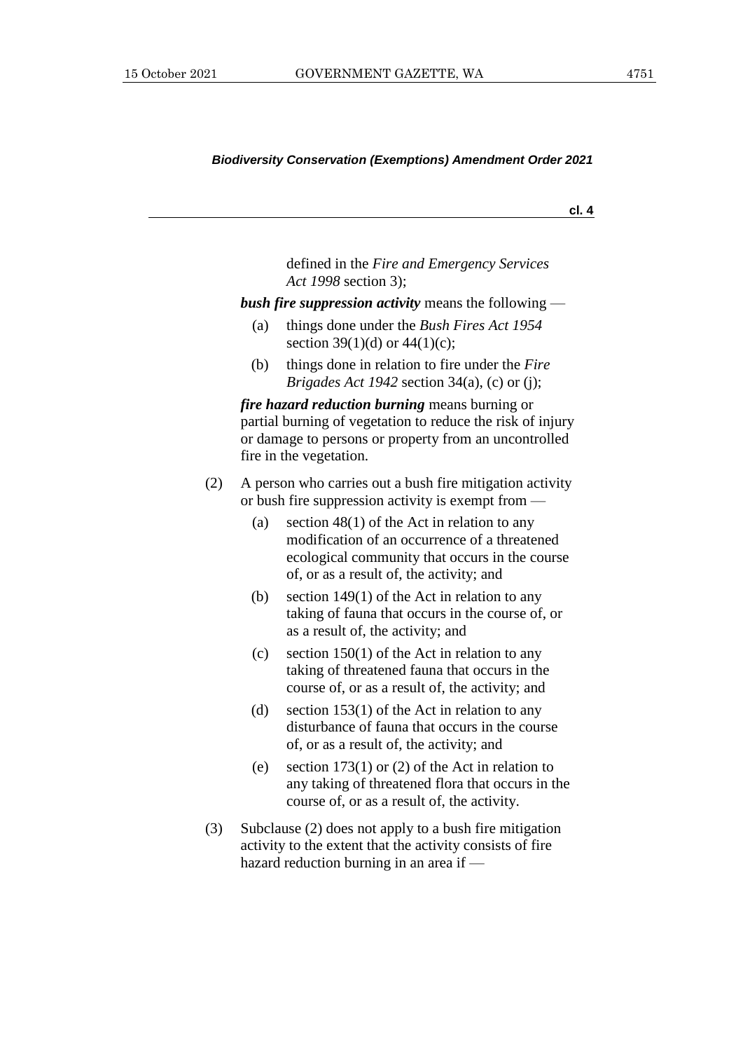defined in the *Fire and Emergency Services Act 1998* section 3);

***bush fire suppression activity*** means the following —

(a) things done under the *Bush Fires Act 1954* section 39(1)(d) or 44(1)(c);

(b) things done in relation to fire under the *Fire Brigades Act 1942* section 34(a), (c) or (j);

***fire hazard reduction burning*** means burning or partial burning of vegetation to reduce the risk of injury or damage to persons or property from an uncontrolled fire in the vegetation.

(2) A person who carries out a bush fire mitigation activity or bush fire suppression activity is exempt from —

(a) section 48(1) of the Act in relation to any modification of an occurrence of a threatened ecological community that occurs in the course of, or as a result of, the activity; and

(b) section 149(1) of the Act in relation to any taking of fauna that occurs in the course of, or as a result of, the activity; and

(c) section 150(1) of the Act in relation to any taking of threatened fauna that occurs in the course of, or as a result of, the activity; and

(d) section 153(1) of the Act in relation to any disturbance of fauna that occurs in the course of, or as a result of, the activity; and

(e) section 173(1) or (2) of the Act in relation to any taking of threatened flora that occurs in the course of, or as a result of, the activity.

(3) Subclause (2) does not apply to a bush fire mitigation activity to the extent that the activity consists of fire hazard reduction burning in an area if —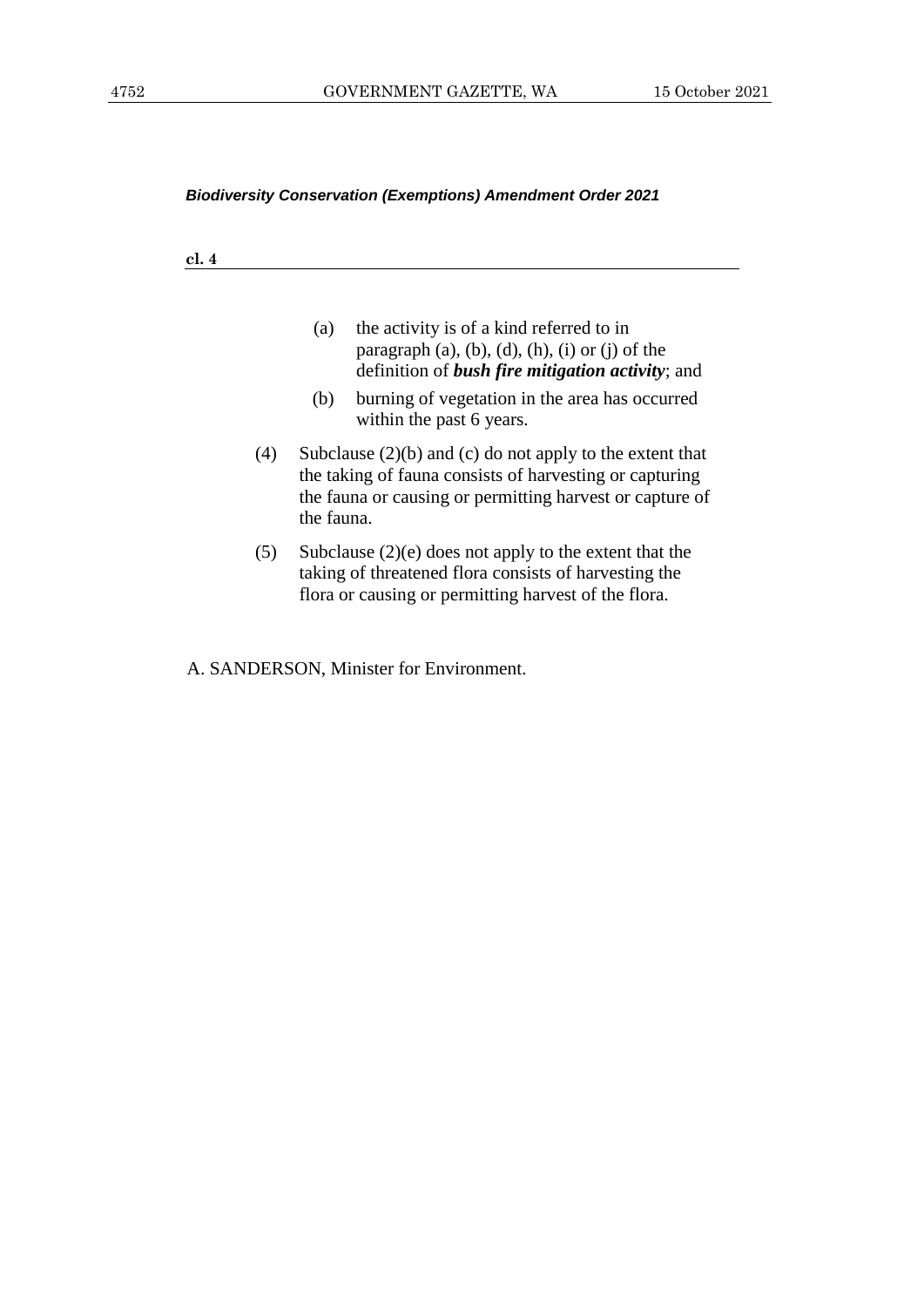(a) the activity is of a kind referred to in paragraph (a), (b), (d), (h), (i) or (j) of the definition of ***bush fire mitigation activity***; and

(b) burning of vegetation in the area has occurred within the past 6 years.

(4) Subclause (2)(b) and (c) do not apply to the extent that the taking of fauna consists of harvesting or capturing the fauna or causing or permitting harvest or capture of the fauna.

(5) Subclause (2)(e) does not apply to the extent that the taking of threatened flora consists of harvesting the flora or causing or permitting harvest of the flora.

A. SANDERSON, Minister for Environment.